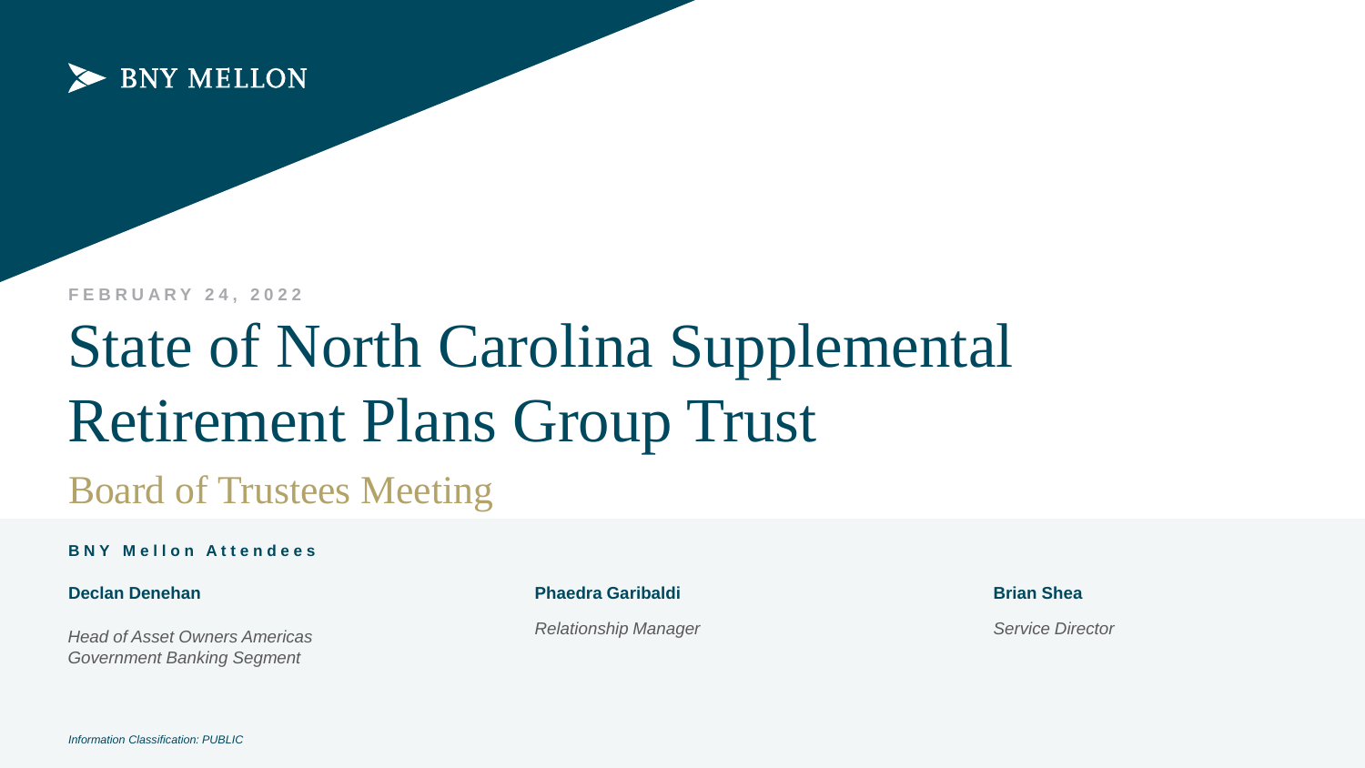BNY MELLON

FEBRUARY 24, 2022

# State of North Carolina Supplemental Retirement Plans Group Trust

## Board of Trustees Meeting

**BNY Mellon Attendees**

**Declan Denehan**

*Head of Asset Owners Americas*
*Government Banking Segment*

**Phaedra Garibaldi**

*Relationship Manager*

**Brian Shea**

*Service Director*

*Information Classification: PUBLIC*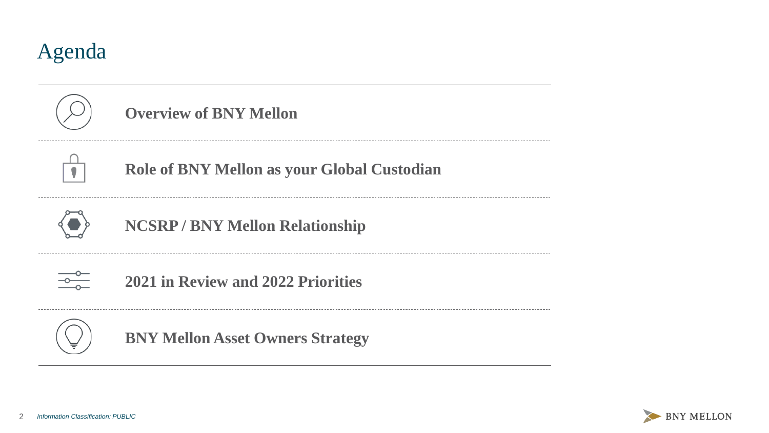# Agenda

- **Overview of BNY Mellon**
- **Role of BNY Mellon as your Global Custodian**
- **NCSRP / BNY Mellon Relationship**
- **2021 in Review and 2022 Priorities**
- **BNY Mellon Asset Owners Strategy**

*Information Classification: PUBLIC*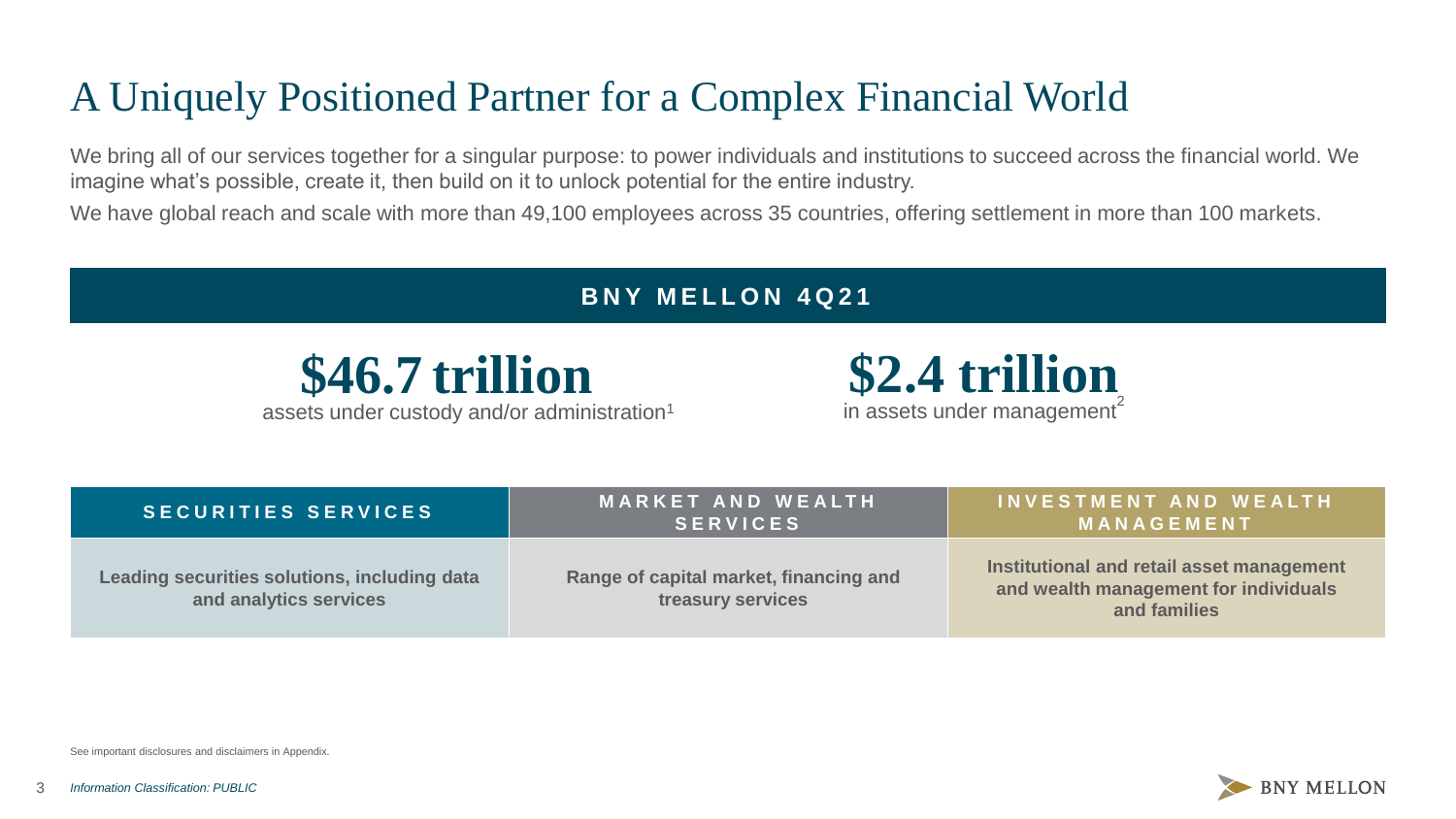# A Uniquely Positioned Partner for a Complex Financial World

We bring all of our services together for a singular purpose: to power individuals and institutions to succeed across the financial world. We imagine what's possible, create it, then build on it to unlock potential for the entire industry.

We have global reach and scale with more than 49,100 employees across 35 countries, offering settlement in more than 100 markets.

## BNY MELLON 4Q21

**$46.7 trillion**
assets under custody and/or administration[1]

**$2.4 trillion**
in assets under management[2]

| SECURITIES SERVICES | MARKET AND WEALTH SERVICES | INVESTMENT AND WEALTH MANAGEMENT |
|---|---|---|
| Leading securities solutions, including data and analytics services | Range of capital market, financing and treasury services | Institutional and retail asset management and wealth management for individuals and families |

See important disclosures and disclaimers in Appendix.

*Information Classification: PUBLIC*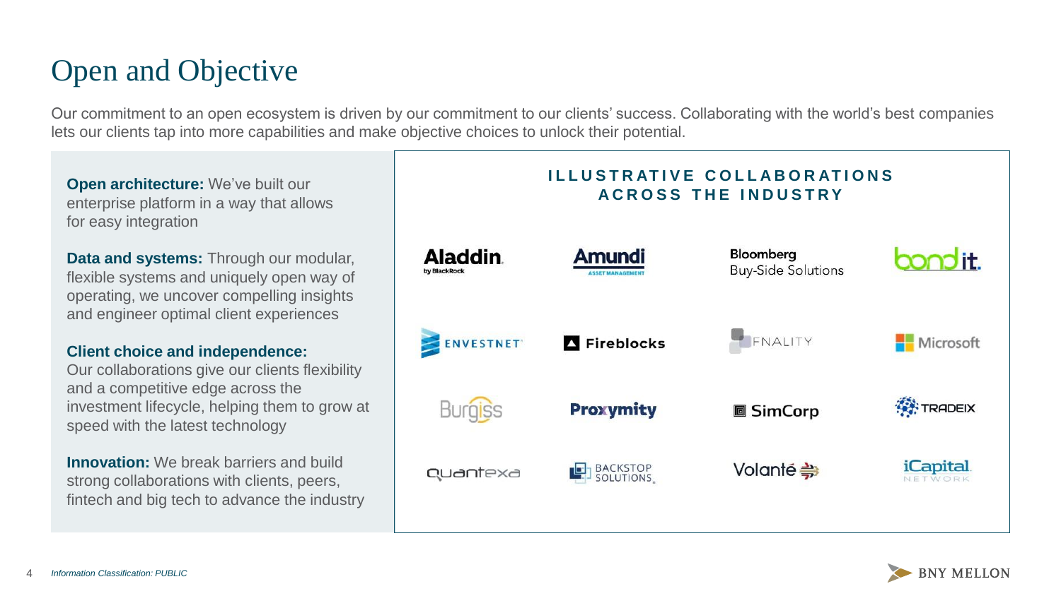# Open and Objective

Our commitment to an open ecosystem is driven by our commitment to our clients' success. Collaborating with the world's best companies lets our clients tap into more capabilities and make objective choices to unlock their potential.

**Open architecture:** We've built our enterprise platform in a way that allows for easy integration

**Data and systems:** Through our modular, flexible systems and uniquely open way of operating, we uncover compelling insights and engineer optimal client experiences

**Client choice and independence:** Our collaborations give our clients flexibility and a competitive edge across the investment lifecycle, helping them to grow at speed with the latest technology

**Innovation:** We break barriers and build strong collaborations with clients, peers, fintech and big tech to advance the industry

**ILLUSTRATIVE COLLABORATIONS ACROSS THE INDUSTRY**

| | | | |
|---|---|---|---|
| Aladdin by BlackRock | Amundi Asset Management | Bloomberg Buy-Side Solutions | bondit. |
| ENVESTNET | Fireblocks | FNALITY | Microsoft |
| Burgiss | Proxymity | SimCorp | TRADEIX |
| quantexa | BACKSTOP SOLUTIONS | Volanté | iCapital Network |

*Information Classification: PUBLIC*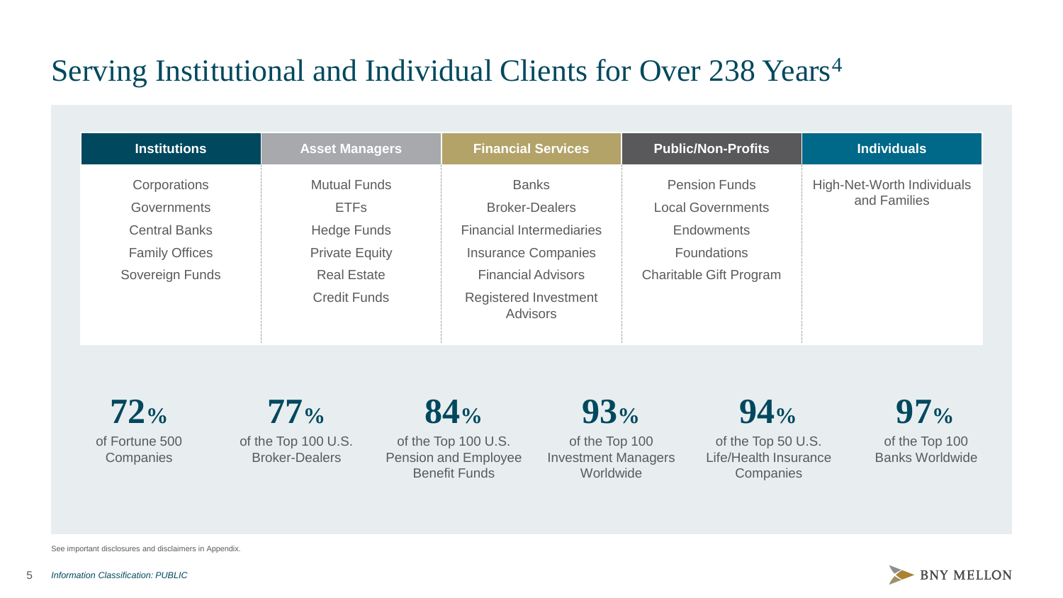# Serving Institutional and Individual Clients for Over 238 Years[4]

| Institutions | Asset Managers | Financial Services | Public/Non-Profits | Individuals |
|---|---|---|---|---|
| Corporations | Mutual Funds | Banks | Pension Funds | High-Net-Worth Individuals and Families |
| Governments | ETFs | Broker-Dealers | Local Governments | |
| Central Banks | Hedge Funds | Financial Intermediaries | Endowments | |
| Family Offices | Private Equity | Insurance Companies | Foundations | |
| Sovereign Funds | Real Estate | Financial Advisors | Charitable Gift Program | |
| | Credit Funds | Registered Investment Advisors | | |

**72%** of Fortune 500 Companies

**77%** of the Top 100 U.S. Broker-Dealers

**84%** of the Top 100 U.S. Pension and Employee Benefit Funds

**93%** of the Top 100 Investment Managers Worldwide

**94%** of the Top 50 U.S. Life/Health Insurance Companies

**97%** of the Top 100 Banks Worldwide

See important disclosures and disclaimers in Appendix.

*Information Classification: PUBLIC*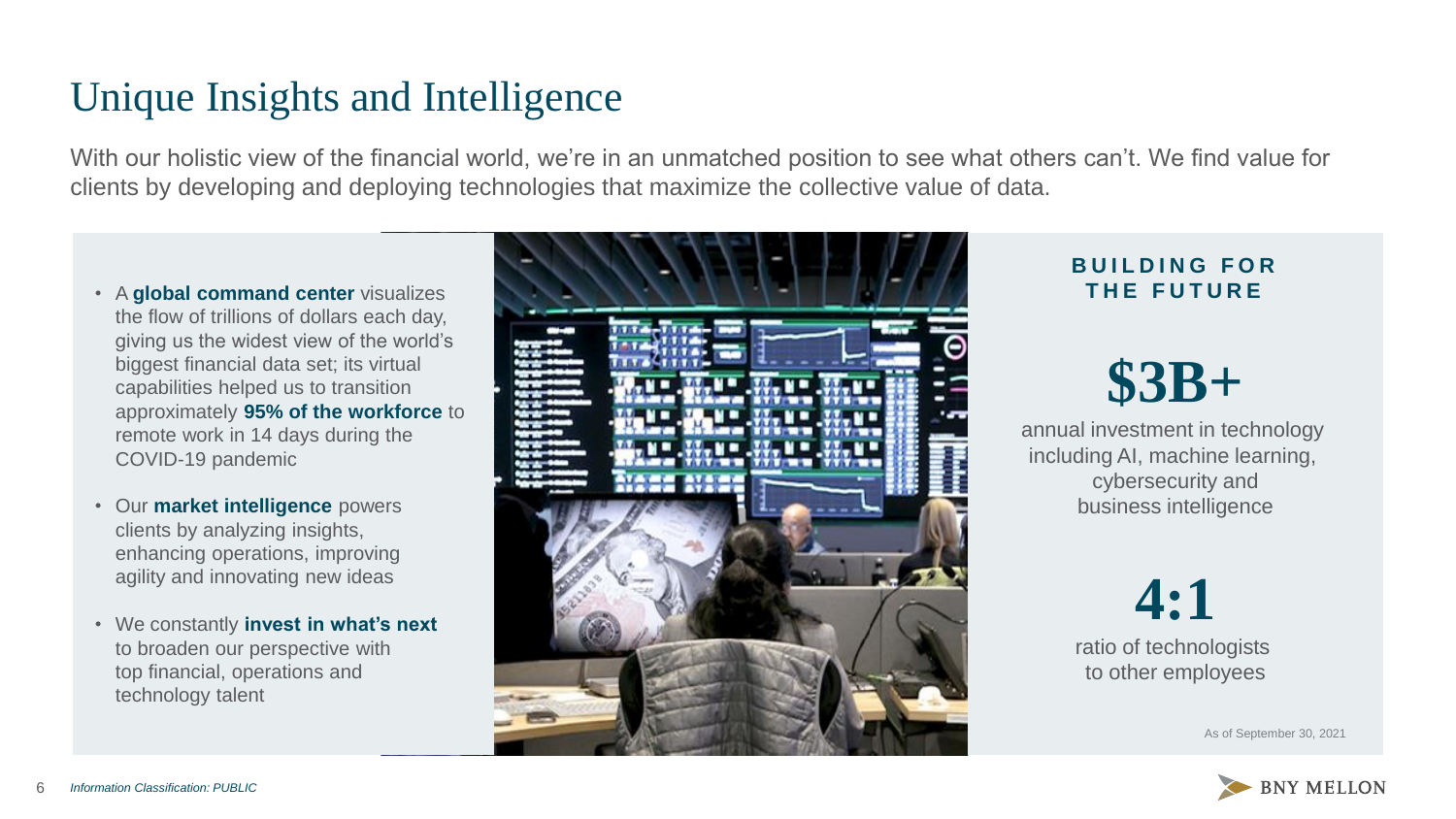# Unique Insights and Intelligence

With our holistic view of the financial world, we're in an unmatched position to see what others can't. We find value for clients by developing and deploying technologies that maximize the collective value of data.

- A **global command center** visualizes the flow of trillions of dollars each day, giving us the widest view of the world's biggest financial data set; its virtual capabilities helped us to transition approximately **95% of the workforce** to remote work in 14 days during the COVID-19 pandemic
- Our **market intelligence** powers clients by analyzing insights, enhancing operations, improving agility and innovating new ideas
- We constantly **invest in what's next** to broaden our perspective with top financial, operations and technology talent

**BUILDING FOR THE FUTURE**

**$3B+**

annual investment in technology including AI, machine learning, cybersecurity and business intelligence

**4:1**

ratio of technologists to other employees

As of September 30, 2021

*Information Classification: PUBLIC*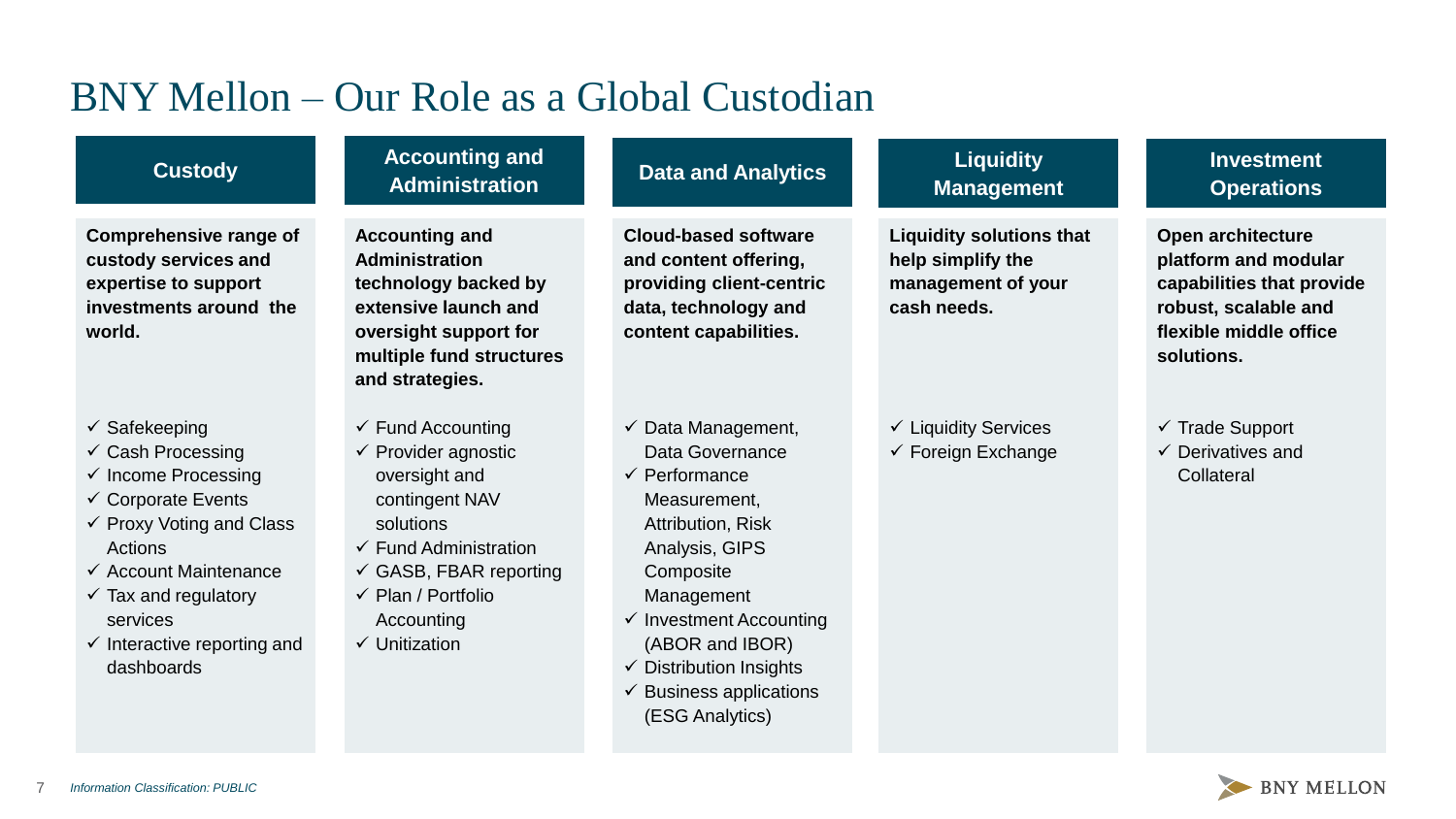# BNY Mellon – Our Role as a Global Custodian

## Custody

**Comprehensive range of custody services and expertise to support investments around the world.**

- ✓ Safekeeping
- ✓ Cash Processing
- ✓ Income Processing
- ✓ Corporate Events
- ✓ Proxy Voting and Class Actions
- ✓ Account Maintenance
- ✓ Tax and regulatory services
- ✓ Interactive reporting and dashboards

## Accounting and Administration

**Accounting and Administration technology backed by extensive launch and oversight support for multiple fund structures and strategies.**

- ✓ Fund Accounting
- ✓ Provider agnostic oversight and contingent NAV solutions
- ✓ Fund Administration
- ✓ GASB, FBAR reporting
- ✓ Plan / Portfolio Accounting
- ✓ Unitization

## Data and Analytics

**Cloud-based software and content offering, providing client-centric data, technology and content capabilities.**

- ✓ Data Management, Data Governance
- ✓ Performance Measurement, Attribution, Risk Analysis, GIPS Composite Management
- ✓ Investment Accounting (ABOR and IBOR)
- ✓ Distribution Insights
- ✓ Business applications (ESG Analytics)

## Liquidity Management

**Liquidity solutions that help simplify the management of your cash needs.**

- ✓ Liquidity Services
- ✓ Foreign Exchange

## Investment Operations

**Open architecture platform and modular capabilities that provide robust, scalable and flexible middle office solutions.**

- ✓ Trade Support
- ✓ Derivatives and Collateral

*Information Classification: PUBLIC*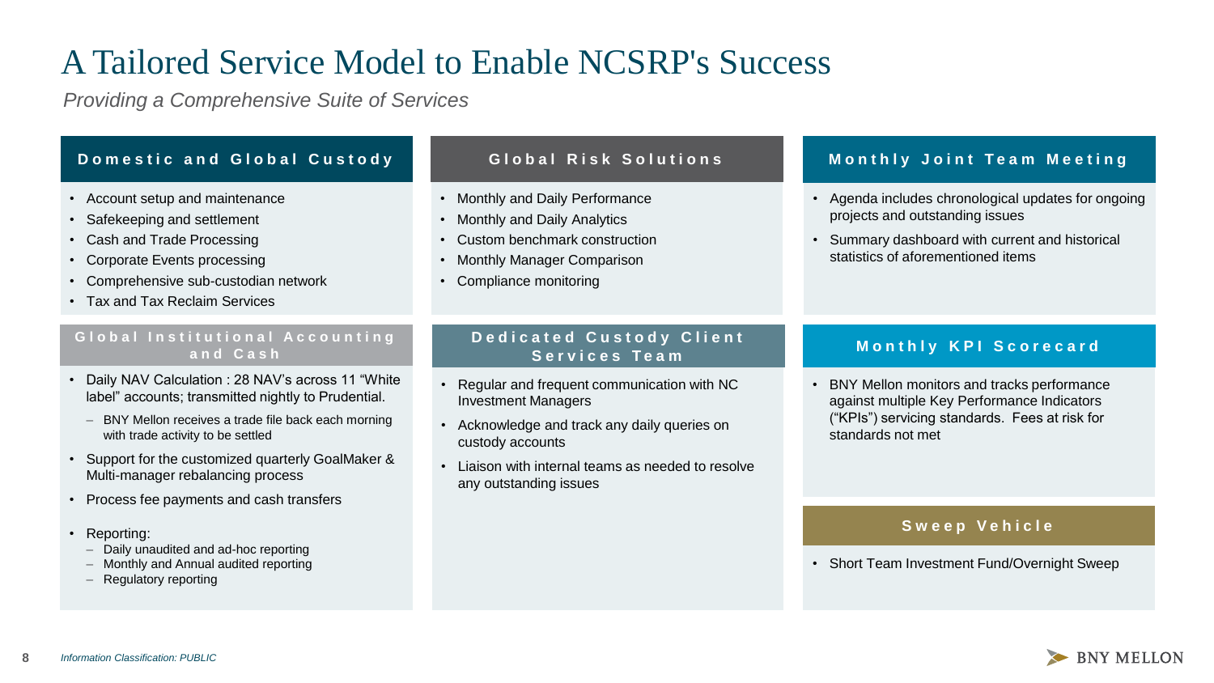# A Tailored Service Model to Enable NCSRP's Success

*Providing a Comprehensive Suite of Services*

## Domestic and Global Custody

- Account setup and maintenance
- Safekeeping and settlement
- Cash and Trade Processing
- Corporate Events processing
- Comprehensive sub-custodian network
- Tax and Tax Reclaim Services

## Global Institutional Accounting and Cash

- Daily NAV Calculation : 28 NAV's across 11 "White label" accounts; transmitted nightly to Prudential.
  - BNY Mellon receives a trade file back each morning with trade activity to be settled
- Support for the customized quarterly GoalMaker & Multi-manager rebalancing process
- Process fee payments and cash transfers
- Reporting:
  - Daily unaudited and ad-hoc reporting
  - Monthly and Annual audited reporting
  - Regulatory reporting

## Global Risk Solutions

- Monthly and Daily Performance
- Monthly and Daily Analytics
- Custom benchmark construction
- Monthly Manager Comparison
- Compliance monitoring

## Dedicated Custody Client Services Team

- Regular and frequent communication with NC Investment Managers
- Acknowledge and track any daily queries on custody accounts
- Liaison with internal teams as needed to resolve any outstanding issues

## Monthly Joint Team Meeting

- Agenda includes chronological updates for ongoing projects and outstanding issues
- Summary dashboard with current and historical statistics of aforementioned items

## Monthly KPI Scorecard

- BNY Mellon monitors and tracks performance against multiple Key Performance Indicators ("KPIs") servicing standards. Fees at risk for standards not met

## Sweep Vehicle

- Short Team Investment Fund/Overnight Sweep

*Information Classification: PUBLIC*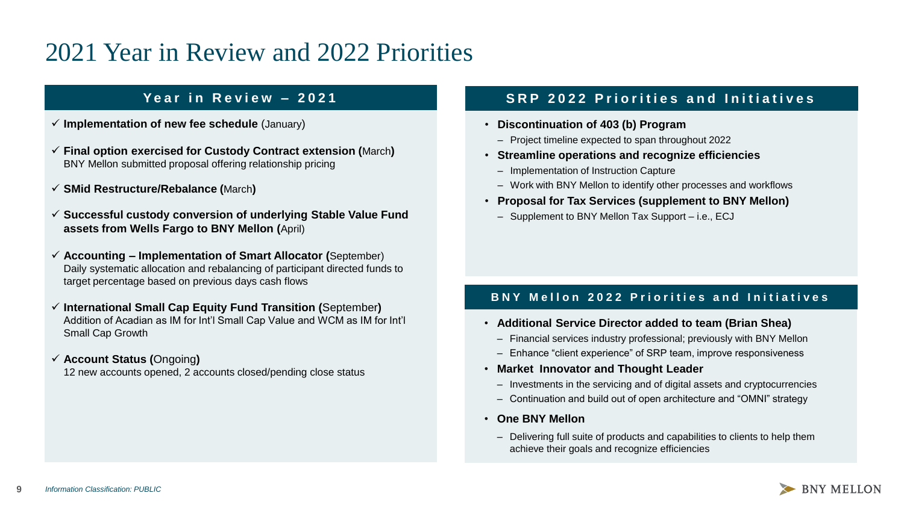# 2021 Year in Review and 2022 Priorities

## Year in Review – 2021

- ✓ **Implementation of new fee schedule** (January)
- ✓ **Final option exercised for Custody Contract extension (**March**)**
  BNY Mellon submitted proposal offering relationship pricing
- ✓ **SMid Restructure/Rebalance (**March**)**
- ✓ **Successful custody conversion of underlying Stable Value Fund assets from Wells Fargo to BNY Mellon (**April)
- ✓ **Accounting – Implementation of Smart Allocator (**September)
  Daily systematic allocation and rebalancing of participant directed funds to target percentage based on previous days cash flows
- ✓ **International Small Cap Equity Fund Transition (**September**)**
  Addition of Acadian as IM for Int'l Small Cap Value and WCM as IM for Int'l Small Cap Growth
- ✓ **Account Status (**Ongoing**)**
  12 new accounts opened, 2 accounts closed/pending close status

## SRP 2022 Priorities and Initiatives

- **Discontinuation of 403 (b) Program**
  - Project timeline expected to span throughout 2022
- **Streamline operations and recognize efficiencies**
  - Implementation of Instruction Capture
  - Work with BNY Mellon to identify other processes and workflows
- **Proposal for Tax Services (supplement to BNY Mellon)**
  - Supplement to BNY Mellon Tax Support – i.e., ECJ

## BNY Mellon 2022 Priorities and Initiatives

- **Additional Service Director added to team (Brian Shea)**
  - Financial services industry professional; previously with BNY Mellon
  - Enhance "client experience" of SRP team, improve responsiveness
- **Market Innovator and Thought Leader**
  - Investments in the servicing and of digital assets and cryptocurrencies
  - Continuation and build out of open architecture and "OMNI" strategy
- **One BNY Mellon**
  - Delivering full suite of products and capabilities to clients to help them achieve their goals and recognize efficiencies

*Information Classification: PUBLIC*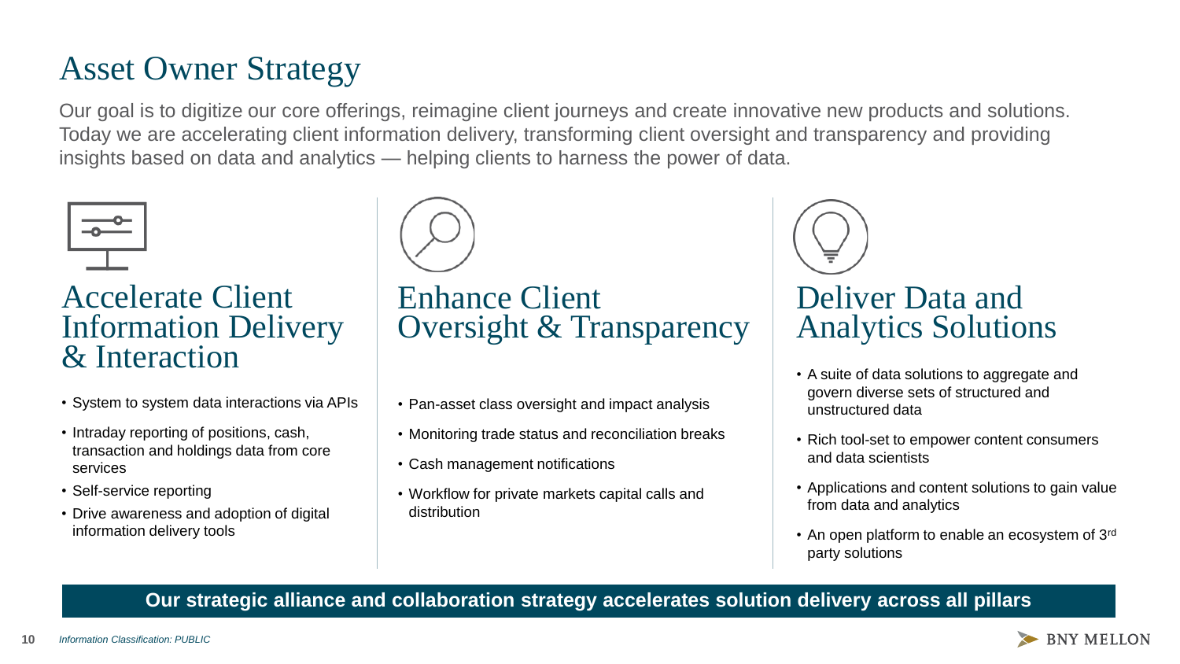# Asset Owner Strategy

Our goal is to digitize our core offerings, reimagine client journeys and create innovative new products and solutions. Today we are accelerating client information delivery, transforming client oversight and transparency and providing insights based on data and analytics — helping clients to harness the power of data.

## Accelerate Client Information Delivery & Interaction

- System to system data interactions via APIs
- Intraday reporting of positions, cash, transaction and holdings data from core services
- Self-service reporting
- Drive awareness and adoption of digital information delivery tools

## Enhance Client Oversight & Transparency

- Pan-asset class oversight and impact analysis
- Monitoring trade status and reconciliation breaks
- Cash management notifications
- Workflow for private markets capital calls and distribution

## Deliver Data and Analytics Solutions

- A suite of data solutions to aggregate and govern diverse sets of structured and unstructured data
- Rich tool-set to empower content consumers and data scientists
- Applications and content solutions to gain value from data and analytics
- An open platform to enable an ecosystem of 3rd party solutions

**Our strategic alliance and collaboration strategy accelerates solution delivery across all pillars**

*Information Classification: PUBLIC*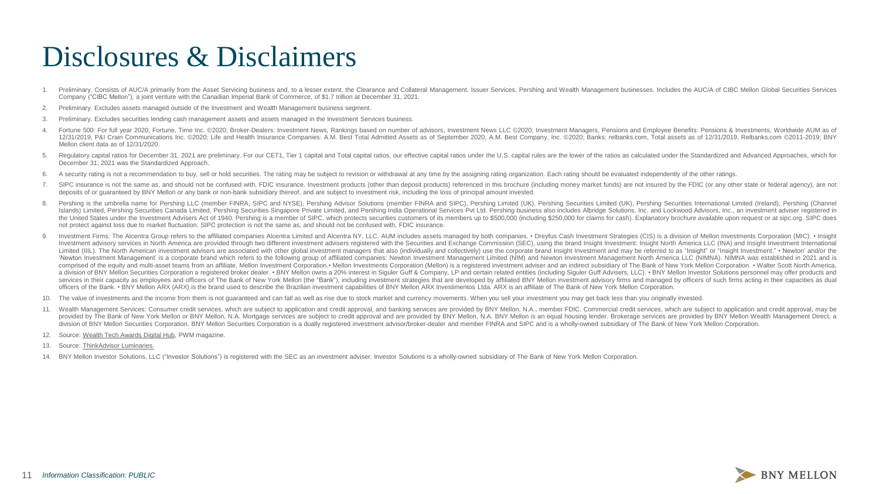# Disclosures & Disclaimers

1. Preliminary. Consists of AUC/A primarily from the Asset Servicing business and, to a lesser extent, the Clearance and Collateral Management, Issuer Services, Pershing and Wealth Management businesses. Includes the AUC/A of CIBC Mellon Global Securities Services Company ("CIBC Mellon"), a joint venture with the Canadian Imperial Bank of Commerce, of $1.7 trillion at December 31, 2021.
2. Preliminary. Excludes assets managed outside of the Investment and Wealth Management business segment.
3. Preliminary. Excludes securities lending cash management assets and assets managed in the Investment Services business.
4. Fortune 500: For full year 2020, Fortune, Time Inc. ©2020; Broker-Dealers: Investment News, Rankings based on number of advisors, Investment News LLC ©2020; Investment Managers, Pensions and Employee Benefits: Pensions & Investments, Worldwide AUM as of 12/31/2019, P&I Crain Communications Inc. ©2020; Life and Health Insurance Companies: A.M. Best Total Admitted Assets as of September 2020, A.M. Best Company, Inc. ©2020; Banks: relbanks.com, Total assets as of 12/31/2019, Relbanks.com ©2011-2019; BNY Mellon client data as of 12/31/2020.
5. Regulatory capital ratios for December 31, 2021 are preliminary. For our CET1, Tier 1 capital and Total capital ratios, our effective capital ratios under the U.S. capital rules are the lower of the ratios as calculated under the Standardized and Advanced Approaches, which for December 31, 2021 was the Standardized Approach.
6. A security rating is not a recommendation to buy, sell or hold securities. The rating may be subject to revision or withdrawal at any time by the assigning rating organization. Each rating should be evaluated independently of the other ratings.
7. SIPC insurance is not the same as, and should not be confused with, FDIC insurance. Investment products (other than deposit products) referenced in this brochure (including money market funds) are not insured by the FDIC (or any other state or federal agency), are not deposits of or guaranteed by BNY Mellon or any bank or non-bank subsidiary thereof, and are subject to investment risk, including the loss of principal amount invested.
8. Pershing is the umbrella name for Pershing LLC (member FINRA, SIPC and NYSE), Pershing Advisor Solutions (member FINRA and SIPC), Pershing Limited (UK), Pershing Securities Limited (UK), Pershing Securities International Limited (Ireland), Pershing (Channel Islands) Limited, Pershing Securities Canada Limited, Pershing Securities Singapore Private Limited, and Pershing India Operational Services Pvt Ltd. Pershing business also includes Albridge Solutions, Inc. and Lockwood Advisors, Inc., an investment adviser registered in the United States under the Investment Advisers Act of 1940. Pershing is a member of SIPC, which protects securities customers of its members up to $500,000 (including $250,000 for claims for cash). Explanatory brochure available upon request or at sipc.org. SIPC does not protect against loss due to market fluctuation. SIPC protection is not the same as, and should not be confused with, FDIC insurance.
9. Investment Firms: The Alcentra Group refers to the affiliated companies Alcentra Limited and Alcentra NY, LLC. AUM includes assets managed by both companies. • Dreyfus Cash Investment Strategies (CIS) is a division of Mellon Investments Corporation (MIC). • Insight Investment advisory services in North America are provided through two different investment advisers registered with the Securities and Exchange Commission (SEC), using the brand Insight Investment: Insight North America LLC (INA) and Insight Investment International Limited (IIIL). The North American investment advisers are associated with other global investment managers that also (individually and collectively) use the corporate brand Insight Investment and may be referred to as "Insight" or "Insight Investment." • Newton' and/or the 'Newton Investment Management' is a corporate brand which refers to the following group of affiliated companies: Newton Investment Management Limited (NIM) and Newton Investment Management North America LLC (NIMNA). NIMNA was established in 2021 and is comprised of the equity and multi-asset teams from an affiliate, Mellon Investment Corporation.• Mellon Investments Corporation (Mellon) is a registered investment adviser and an indirect subsidiary of The Bank of New York Mellon Corporation. • Walter Scott North America, a division of BNY Mellon Securities Corporation a registered broker dealer. • BNY Mellon owns a 20% interest in Siguler Guff & Company, LP and certain related entities (including Siguler Guff Advisers, LLC). • BNY Mellon Investor Solutions personnel may offer products and services in their capacity as employees and officers of The Bank of New York Mellon (the "Bank"), including investment strategies that are developed by affiliated BNY Mellon investment advisory firms and managed by officers of such firms acting in their capacities as dual officers of the Bank. • BNY Mellon ARX (ARX) is the brand used to describe the Brazilian investment capabilities of BNY Mellon ARX Investimentos Ltda. ARX is an affiliate of The Bank of New York Mellon Corporation.
10. The value of investments and the income from them is not guaranteed and can fall as well as rise due to stock market and currency movements. When you sell your investment you may get back less than you originally invested.
11. Wealth Management Services: Consumer credit services, which are subject to application and credit approval, and banking services are provided by BNY Mellon, N.A., member FDIC. Commercial credit services, which are subject to application and credit approval, may be provided by The Bank of New York Mellon or BNY Mellon, N.A. Mortgage services are subject to credit approval and are provided by BNY Mellon, N.A. BNY Mellon is an equal housing lender. Brokerage services are provided by BNY Mellon Wealth Management Direct, a division of BNY Mellon Securities Corporation. BNY Mellon Securities Corporation is a dually registered investment advisor/broker-dealer and member FINRA and SIPC and is a wholly-owned subsidiary of The Bank of New York Mellon Corporation.
12. Source: Wealth Tech Awards Digital Hub, PWM magazine.
13. Source: ThinkAdvisor Luminaries.
14. BNY Mellon Investor Solutions, LLC ("Investor Solutions") is registered with the SEC as an investment adviser. Investor Solutions is a wholly-owned subsidiary of The Bank of New York Mellon Corporation.

*Information Classification: PUBLIC*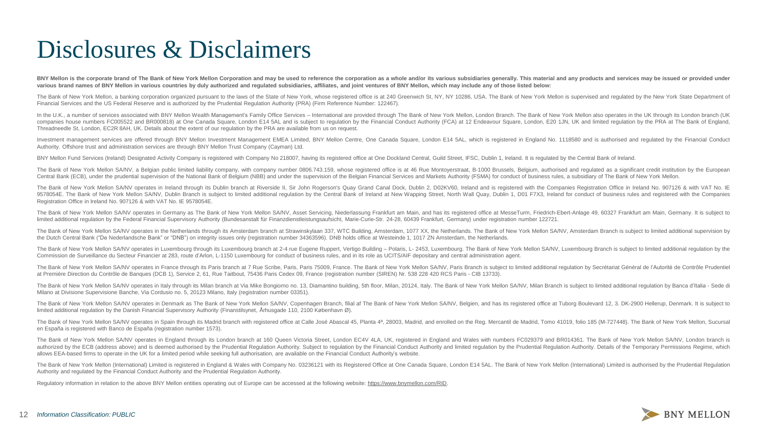# Disclosures & Disclaimers

**BNY Mellon is the corporate brand of The Bank of New York Mellon Corporation and may be used to reference the corporation as a whole and/or its various subsidiaries generally. This material and any products and services may be issued or provided under various brand names of BNY Mellon in various countries by duly authorized and regulated subsidiaries, affiliates, and joint ventures of BNY Mellon, which may include any of those listed below:**

The Bank of New York Mellon, a banking corporation organized pursuant to the laws of the State of New York, whose registered office is at 240 Greenwich St, NY, NY 10286, USA. The Bank of New York Mellon is supervised and regulated by the New York State Department of Financial Services and the US Federal Reserve and is authorized by the Prudential Regulation Authority (PRA) (Firm Reference Number: 122467).

In the U.K., a number of services associated with BNY Mellon Wealth Management's Family Office Services – International are provided through The Bank of New York Mellon, London Branch. The Bank of New York Mellon also operates in the UK through its London branch (UK companies house numbers FC005522 and BR000818) at One Canada Square, London E14 5AL and is subject to regulation by the Financial Conduct Authority (FCA) at 12 Endeavour Square, London, E20 1JN, UK and limited regulation by the PRA at The Bank of England, Threadneedle St, London, EC2R 8AH, UK. Details about the extent of our regulation by the PRA are available from us on request.

Investment management services are offered through BNY Mellon Investment Management EMEA Limited, BNY Mellon Centre, One Canada Square, London E14 5AL, which is registered in England No. 1118580 and is authorised and regulated by the Financial Conduct Authority. Offshore trust and administration services are through BNY Mellon Trust Company (Cayman) Ltd.

BNY Mellon Fund Services (Ireland) Designated Activity Company is registered with Company No 218007, having its registered office at One Dockland Central, Guild Street, IFSC, Dublin 1, Ireland. It is regulated by the Central Bank of Ireland.

The Bank of New York Mellon SA/NV, a Belgian public limited liability company, with company number 0806.743.159, whose registered office is at 46 Rue Montoyerstraat, B-1000 Brussels, Belgium, authorised and regulated as a significant credit institution by the European Central Bank (ECB), under the prudential supervision of the National Bank of Belgium (NBB) and under the supervision of the Belgian Financial Services and Markets Authority (FSMA) for conduct of business rules, a subsidiary of The Bank of New York Mellon.

The Bank of New York Mellon SA/NV operates in Ireland through its Dublin branch at Riverside II, Sir John Rogerson's Quay Grand Canal Dock, Dublin 2, D02KV60, Ireland and is registered with the Companies Registration Office in Ireland No. 907126 & with VAT No. IE 9578054E. The Bank of New York Mellon SA/NV, Dublin Branch is subject to limited additional regulation by the Central Bank of Ireland at New Wapping Street, North Wall Quay, Dublin 1, D01 F7X3, Ireland for conduct of business rules and registered with the Companies Registration Office in Ireland No. 907126 & with VAT No. IE 9578054E.

The Bank of New York Mellon SA/NV operates in Germany as The Bank of New York Mellon SA/NV, Asset Servicing, Niederlassung Frankfurt am Main, and has its registered office at MesseTurm, Friedrich-Ebert-Anlage 49, 60327 Frankfurt am Main, Germany. It is subject to limited additional regulation by the Federal Financial Supervisory Authority (Bundesanstalt für Finanzdienstleistungsaufsicht, Marie-Curie-Str. 24-28, 60439 Frankfurt, Germany) under registration number 122721.

The Bank of New York Mellon SA/NV operates in the Netherlands through its Amsterdam branch at Strawinskylaan 337, WTC Building, Amsterdam, 1077 XX, the Netherlands. The Bank of New York Mellon SA/NV, Amsterdam Branch is subject to limited additional supervision by the Dutch Central Bank ("De Nederlandsche Bank" or "DNB") on integrity issues only (registration number 34363596). DNB holds office at Westeinde 1, 1017 ZN Amsterdam, the Netherlands.

The Bank of New York Mellon SA/NV operates in Luxembourg through its Luxembourg branch at 2-4 rue Eugene Ruppert, Vertigo Building – Polaris, L- 2453, Luxembourg. The Bank of New York Mellon SA/NV, Luxembourg Branch is subject to limited additional regulation by the Commission de Surveillance du Secteur Financier at 283, route d'Arlon, L-1150 Luxembourg for conduct of business rules, and in its role as UCITS/AIF depositary and central administration agent.

The Bank of New York Mellon SA/NV operates in France through its Paris branch at 7 Rue Scribe, Paris, Paris 75009, France. The Bank of New York Mellon SA/NV, Paris Branch is subject to limited additional regulation by Secrétariat Général de l'Autorité de Contrôle Prudentiel at Première Direction du Contrôle de Banques (DCB 1), Service 2, 61, Rue Taitbout, 75436 Paris Cedex 09, France (registration number (SIREN) Nr. 538 228 420 RCS Paris - CIB 13733).

The Bank of New York Mellon SA/NV operates in Italy through its Milan branch at Via Mike Bongiorno no. 13, Diamantino building, 5th floor, Milan, 20124, Italy. The Bank of New York Mellon SA/NV, Milan Branch is subject to limited additional regulation by Banca d'Italia - Sede di Milano at Divisione Supervisione Banche, Via Cordusio no. 5, 20123 Milano, Italy (registration number 03351).

The Bank of New York Mellon SA/NV operates in Denmark as The Bank of New York Mellon SA/NV, Copenhagen Branch, filial af The Bank of New York Mellon SA/NV, Belgien, and has its registered office at Tuborg Boulevard 12, 3. DK-2900 Hellerup, Denmark. It is subject to limited additional regulation by the Danish Financial Supervisory Authority (Finanstilsynet, Århusgade 110, 2100 København Ø).

The Bank of New York Mellon SA/NV operates in Spain through its Madrid branch with registered office at Calle José Abascal 45, Planta 4ª, 28003, Madrid, and enrolled on the Reg. Mercantil de Madrid, Tomo 41019, folio 185 (M-727448). The Bank of New York Mellon, Sucursal en España is registered with Banco de España (registration number 1573).

The Bank of New York Mellon SA/NV operates in England through its London branch at 160 Queen Victoria Street, London EC4V 4LA, UK, registered in England and Wales with numbers FC029379 and BR014361. The Bank of New York Mellon SA/NV, London branch is authorized by the ECB (address above) and is deemed authorised by the Prudential Regulation Authority. Subject to regulation by the Financial Conduct Authority and limited regulation by the Prudential Regulation Authority. Details of the Temporary Permissions Regime, which allows EEA-based firms to operate in the UK for a limited period while seeking full authorisation, are available on the Financial Conduct Authority's website.

The Bank of New York Mellon (International) Limited is registered in England & Wales with Company No. 03236121 with its Registered Office at One Canada Square, London E14 5AL. The Bank of New York Mellon (International) Limited is authorised by the Prudential Regulation Authority and regulated by the Financial Conduct Authority and the Prudential Regulation Authority.

Regulatory information in relation to the above BNY Mellon entities operating out of Europe can be accessed at the following website: https://www.bnymellon.com/RID.

*Information Classification: PUBLIC*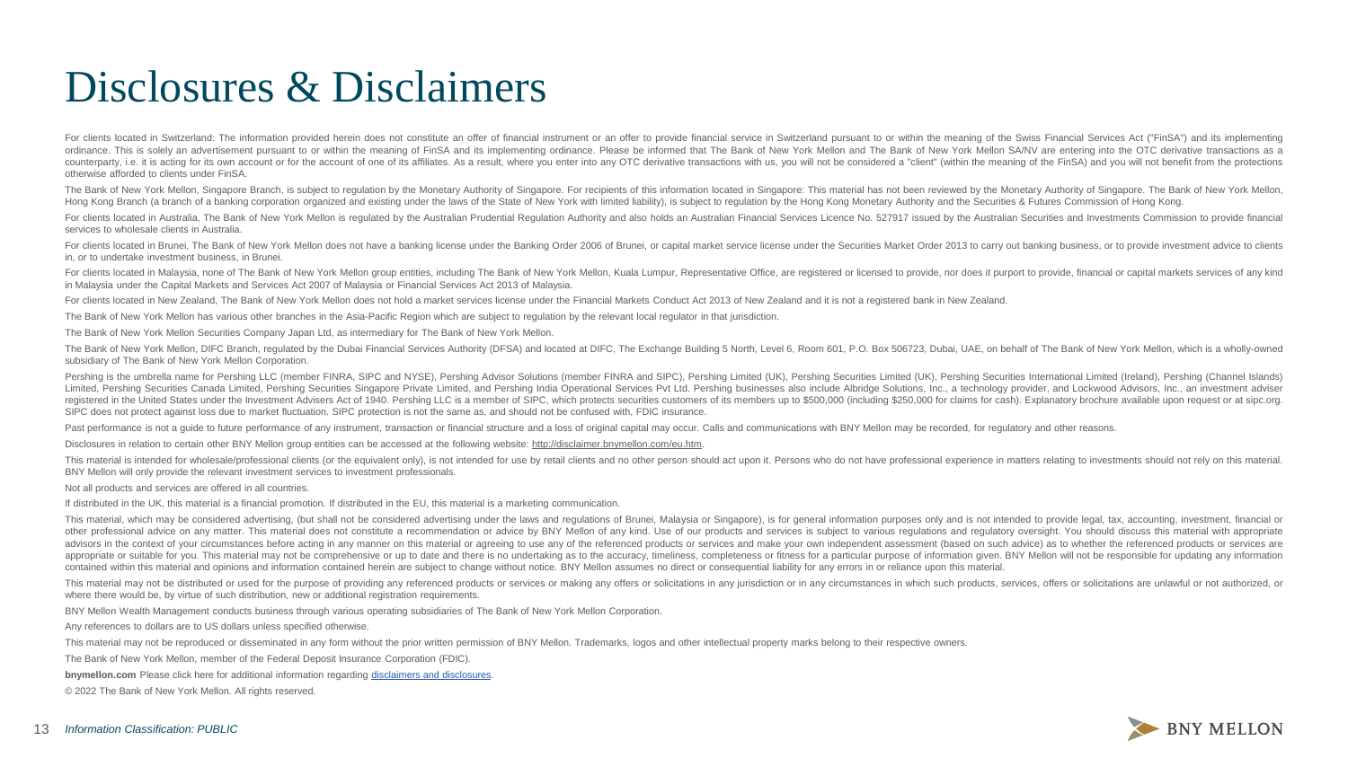# Disclosures & Disclaimers

For clients located in Switzerland: The information provided herein does not constitute an offer of financial instrument or an offer to provide financial service in Switzerland pursuant to or within the meaning of the Swiss Financial Services Act ("FinSA") and its implementing ordinance. This is solely an advertisement pursuant to or within the meaning of FinSA and its implementing ordinance. Please be informed that The Bank of New York Mellon and The Bank of New York Mellon SA/NV are entering into the OTC derivative transactions as a counterparty, i.e. it is acting for its own account or for the account of one of its affiliates. As a result, where you enter into any OTC derivative transactions with us, you will not be considered a "client" (within the meaning of the FinSA) and you will not benefit from the protections otherwise afforded to clients under FinSA.

The Bank of New York Mellon, Singapore Branch, is subject to regulation by the Monetary Authority of Singapore. For recipients of this information located in Singapore: This material has not been reviewed by the Monetary Authority of Singapore. The Bank of New York Mellon, Hong Kong Branch (a branch of a banking corporation organized and existing under the laws of the State of New York with limited liability), is subject to regulation by the Hong Kong Monetary Authority and the Securities & Futures Commission of Hong Kong.

For clients located in Australia, The Bank of New York Mellon is regulated by the Australian Prudential Regulation Authority and also holds an Australian Financial Services Licence No. 527917 issued by the Australian Securities and Investments Commission to provide financial services to wholesale clients in Australia.

For clients located in Brunei, The Bank of New York Mellon does not have a banking license under the Banking Order 2006 of Brunei, or capital market service license under the Securities Market Order 2013 to carry out banking business, or to provide investment advice to clients in, or to undertake investment business, in Brunei.

For clients located in Malaysia, none of The Bank of New York Mellon group entities, including The Bank of New York Mellon, Kuala Lumpur, Representative Office, are registered or licensed to provide, nor does it purport to provide, financial or capital markets services of any kind in Malaysia under the Capital Markets and Services Act 2007 of Malaysia or Financial Services Act 2013 of Malaysia.

For clients located in New Zealand, The Bank of New York Mellon does not hold a market services license under the Financial Markets Conduct Act 2013 of New Zealand and it is not a registered bank in New Zealand.

The Bank of New York Mellon has various other branches in the Asia-Pacific Region which are subject to regulation by the relevant local regulator in that jurisdiction.

The Bank of New York Mellon Securities Company Japan Ltd, as intermediary for The Bank of New York Mellon.

The Bank of New York Mellon, DIFC Branch, regulated by the Dubai Financial Services Authority (DFSA) and located at DIFC, The Exchange Building 5 North, Level 6, Room 601, P.O. Box 506723, Dubai, UAE, on behalf of The Bank of New York Mellon, which is a wholly-owned subsidiary of The Bank of New York Mellon Corporation.

Pershing is the umbrella name for Pershing LLC (member FINRA, SIPC and NYSE), Pershing Advisor Solutions (member FINRA and SIPC), Pershing Limited (UK), Pershing Securities Limited (UK), Pershing Securities International Limited (Ireland), Pershing (Channel Islands) Limited, Pershing Securities Canada Limited, Pershing Securities Singapore Private Limited, and Pershing India Operational Services Pvt Ltd. Pershing businesses also include Albridge Solutions, Inc., a technology provider, and Lockwood Advisors, Inc., an investment adviser registered in the United States under the Investment Advisers Act of 1940. Pershing LLC is a member of SIPC, which protects securities customers of its members up to $500,000 (including $250,000 for claims for cash). Explanatory brochure available upon request or at sipc.org. SIPC does not protect against loss due to market fluctuation. SIPC protection is not the same as, and should not be confused with, FDIC insurance.

Past performance is not a guide to future performance of any instrument, transaction or financial structure and a loss of original capital may occur. Calls and communications with BNY Mellon may be recorded, for regulatory and other reasons.

Disclosures in relation to certain other BNY Mellon group entities can be accessed at the following website: http://disclaimer.bnymellon.com/eu.htm.

This material is intended for wholesale/professional clients (or the equivalent only), is not intended for use by retail clients and no other person should act upon it. Persons who do not have professional experience in matters relating to investments should not rely on this material. BNY Mellon will only provide the relevant investment services to investment professionals.

Not all products and services are offered in all countries.

If distributed in the UK, this material is a financial promotion. If distributed in the EU, this material is a marketing communication.

This material, which may be considered advertising, (but shall not be considered advertising under the laws and regulations of Brunei, Malaysia or Singapore), is for general information purposes only and is not intended to provide legal, tax, accounting, investment, financial or other professional advice on any matter. This material does not constitute a recommendation or advice by BNY Mellon of any kind. Use of our products and services is subject to various regulations and regulatory oversight. You should discuss this material with appropriate advisors in the context of your circumstances before acting in any manner on this material or agreeing to use any of the referenced products or services and make your own independent assessment (based on such advice) as to whether the referenced products or services are appropriate or suitable for you. This material may not be comprehensive or up to date and there is no undertaking as to the accuracy, timeliness, completeness or fitness for a particular purpose of information given. BNY Mellon will not be responsible for updating any information contained within this material and opinions and information contained herein are subject to change without notice. BNY Mellon assumes no direct or consequential liability for any errors in or reliance upon this material.

This material may not be distributed or used for the purpose of providing any referenced products or services or making any offers or solicitations in any jurisdiction or in any circumstances in which such products, services, offers or solicitations are unlawful or not authorized, or where there would be, by virtue of such distribution, new or additional registration requirements.

BNY Mellon Wealth Management conducts business through various operating subsidiaries of The Bank of New York Mellon Corporation.

Any references to dollars are to US dollars unless specified otherwise.

This material may not be reproduced or disseminated in any form without the prior written permission of BNY Mellon. Trademarks, logos and other intellectual property marks belong to their respective owners.

The Bank of New York Mellon, member of the Federal Deposit Insurance Corporation (FDIC).

**bnymellon.com** Please click here for additional information regarding disclaimers and disclosures.

© 2022 The Bank of New York Mellon. All rights reserved.

*Information Classification: PUBLIC*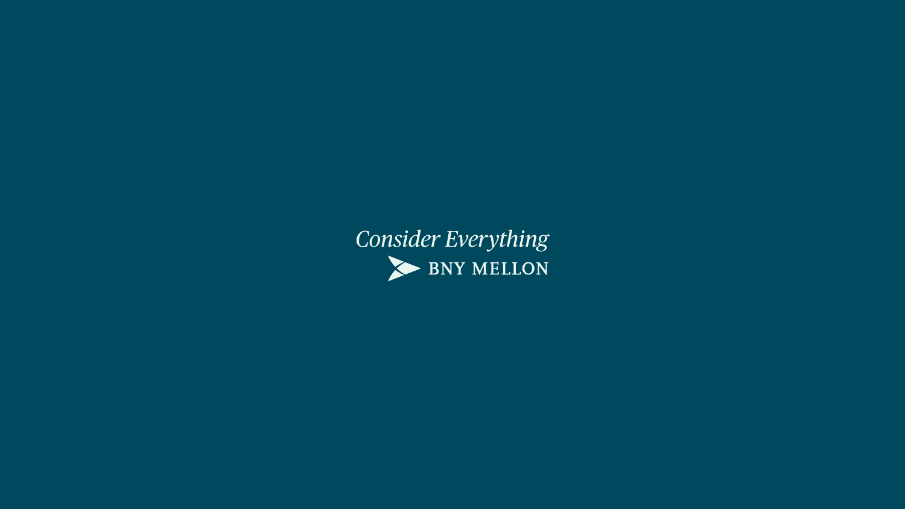*Consider Everything*

BNY MELLON